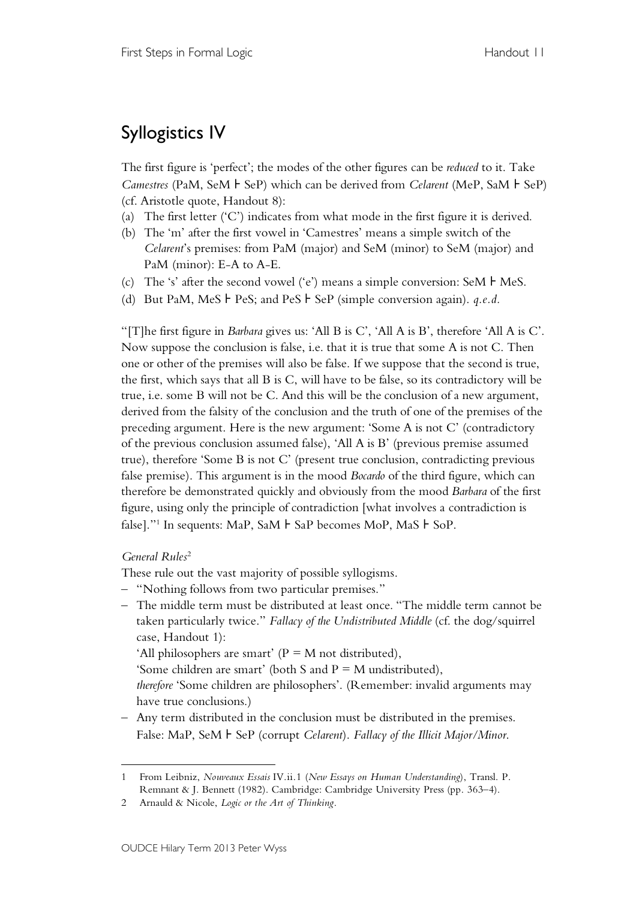# Syllogistics IV

The first figure is 'perfect'; the modes of the other figures can be *reduced* to it. Take *Camestres* (PaM, SeM ⊦ SeP) which can be derived from *Celarent* (MeP, SaM ⊦ SeP) (cf. Aristotle quote, Handout 8):

(a) The first letter ('C') indicates from what mode in the first figure it is derived.
(b) The 'm' after the first vowel in 'Camestres' means a simple switch of the *Celarent*'s premises: from PaM (major) and SeM (minor) to SeM (major) and PaM (minor): E-A to A-E.
(c) The 's' after the second vowel ('e') means a simple conversion: SeM ⊦ MeS.
(d) But PaM, MeS ⊦ PeS; and PeS ⊦ SeP (simple conversion again). *q.e.d.*

"[T]he first figure in *Barbara* gives us: 'All B is C', 'All A is B', therefore 'All A is C'. Now suppose the conclusion is false, i.e. that it is true that some A is not C. Then one or other of the premises will also be false. If we suppose that the second is true, the first, which says that all B is C, will have to be false, so its contradictory will be true, i.e. some B will not be C. And this will be the conclusion of a new argument, derived from the falsity of the conclusion and the truth of one of the premises of the preceding argument. Here is the new argument: 'Some A is not C' (contradictory of the previous conclusion assumed false), 'All A is B' (previous premise assumed true), therefore 'Some B is not C' (present true conclusion, contradicting previous false premise). This argument is in the mood *Bocardo* of the third figure, which can therefore be demonstrated quickly and obviously from the mood *Barbara* of the first figure, using only the principle of contradiction [what involves a contradiction is false]."[1] In sequents: MaP, SaM ⊦ SaP becomes MoP, MaS ⊦ SoP.

*General Rules*[2]

These rule out the vast majority of possible syllogisms.

- "Nothing follows from two particular premises."
- The middle term must be distributed at least once. "The middle term cannot be taken particularly twice." *Fallacy of the Undistributed Middle* (cf. the dog/squirrel case, Handout 1):
  'All philosophers are smart' (P = M not distributed),
  'Some children are smart' (both S and P = M undistributed),
  *therefore* 'Some children are philosophers'. (Remember: invalid arguments may have true conclusions.)
- Any term distributed in the conclusion must be distributed in the premises. False: MaP, SeM ⊦ SeP (corrupt *Celarent*). *Fallacy of the Illicit Major/Minor.*

---

1 From Leibniz, *Nouveaux Essais* IV.ii.1 (*New Essays on Human Understanding*), Transl. P. Remnant & J. Bennett (1982). Cambridge: Cambridge University Press (pp. 363–4).

2 Arnauld & Nicole, *Logic or the Art of Thinking*.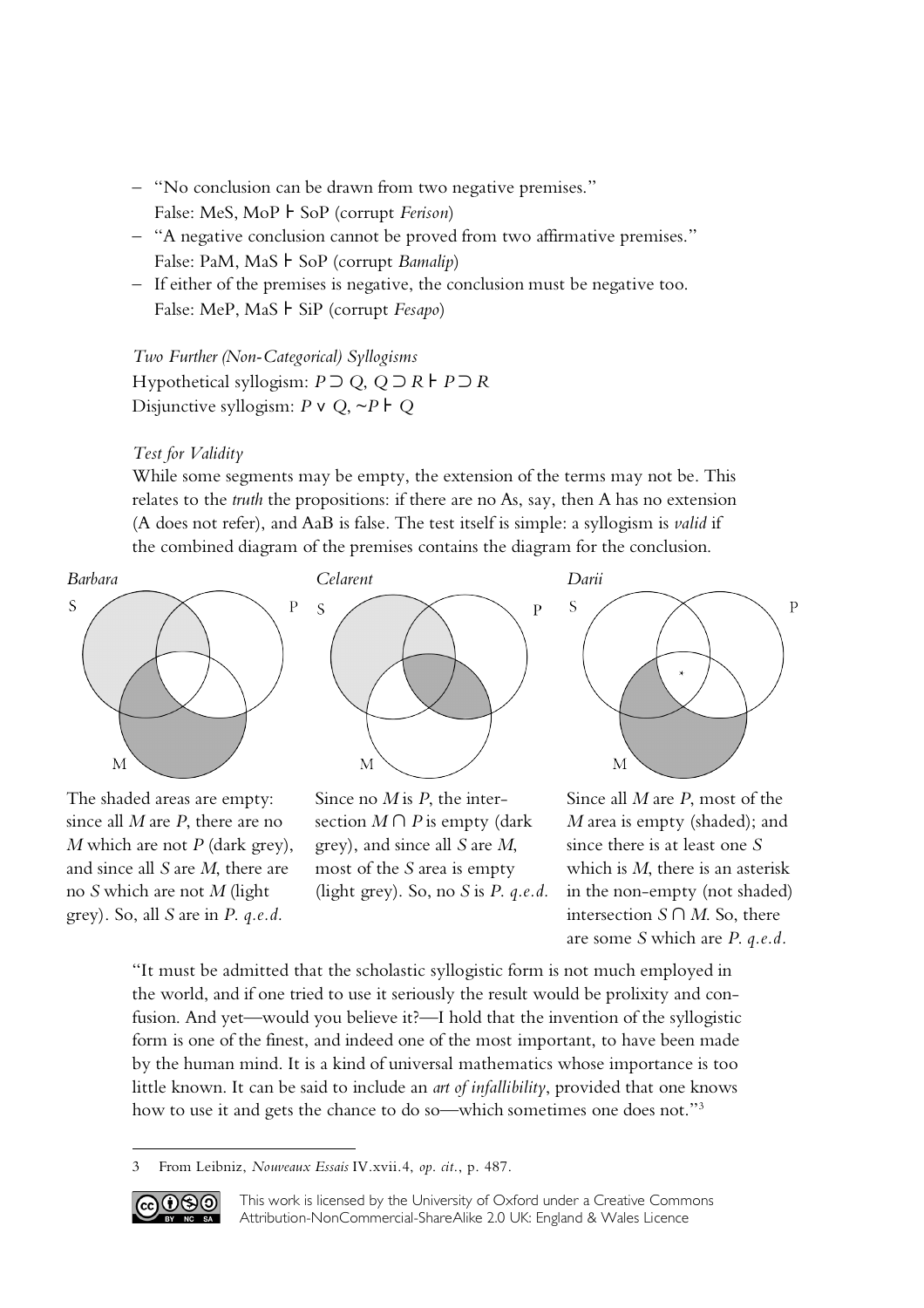- "No conclusion can be drawn from two negative premises."
  False: MeS, MoP ⊦ SoP (corrupt *Ferison*)
- "A negative conclusion cannot be proved from two affirmative premises."
  False: PaM, MaS ⊦ SoP (corrupt *Bamalip*)
- If either of the premises is negative, the conclusion must be negative too.
  False: MeP, MaS ⊦ SiP (corrupt *Fesapo*)

*Two Further (Non-Categorical) Syllogisms*

Hypothetical syllogism: $P \supset Q$, $Q \supset R \vdash P \supset R$

Disjunctive syllogism: $P \vee Q$, $\sim P \vdash Q$

*Test for Validity*

While some segments may be empty, the extension of the terms may not be. This relates to the *truth* the propositions: if there are no As, say, then A has no extension (A does not refer), and AaB is false. The test itself is simple: a syllogism is *valid* if the combined diagram of the premises contains the diagram for the conclusion.

*Barbara*

S

P

M

The shaded areas are empty: since all *M* are *P*, there are no *M* which are not *P* (dark grey), and since all *S* are *M*, there are no *S* which are not *M* (light grey). So, all *S* are in *P*. *q.e.d.*

*Celarent*

S

P

M

Since no *M* is *P*, the intersection $M \cap P$ is empty (dark grey), and since all *S* are *M*, most of the *S* area is empty (light grey). So, no *S* is *P*. *q.e.d.*

*Darii*

S

P

*

M

Since all *M* are *P*, most of the *M* area is empty (shaded); and since there is at least one *S* which is *M*, there is an asterisk in the non-empty (not shaded) intersection $S \cap M$. So, there are some *S* which are *P*. *q.e.d.*

> "It must be admitted that the scholastic syllogistic form is not much employed in the world, and if one tried to use it seriously the result would be prolixity and confusion. And yet—would you believe it?—I hold that the invention of the syllogistic form is one of the finest, and indeed one of the most important, to have been made by the human mind. It is a kind of universal mathematics whose importance is too little known. It can be said to include an *art of infallibility*, provided that one knows how to use it and gets the chance to do so—which sometimes one does not."[3]

---

3 From Leibniz, *Nouveaux Essais* IV.xvii.4, *op. cit.*, p. 487.

This work is licensed by the University of Oxford under a Creative Commons Attribution-NonCommercial-ShareAlike 2.0 UK: England & Wales Licence